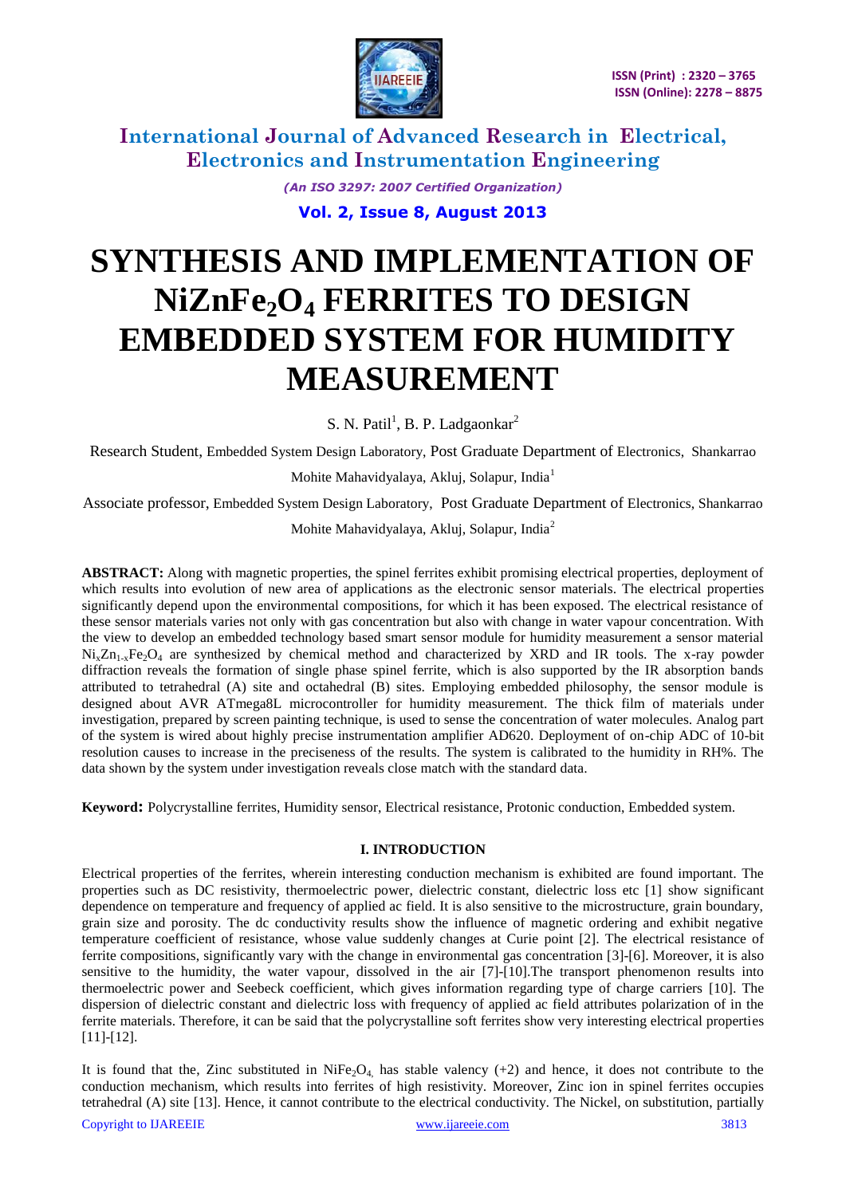# SYNTHESIS AND IMPLEMENTATION OF $NiZnFe_2O_4$ FERRITES TO DESIGN EMBEDDED SYSTEM FOR HUMIDITY MEASUREMENT

S. N. Patil[1], B. P. Ladgaonkar[2]

Research Student, Embedded System Design Laboratory, Post Graduate Department of Electronics, Shankarrao Mohite Mahavidyalaya, Akluj, Solapur, India[1]

Associate professor, Embedded System Design Laboratory, Post Graduate Department of Electronics, Shankarrao Mohite Mahavidyalaya, Akluj, Solapur, India[2]

**ABSTRACT:** Along with magnetic properties, the spinel ferrites exhibit promising electrical properties, deployment of which results into evolution of new area of applications as the electronic sensor materials. The electrical properties significantly depend upon the environmental compositions, for which it has been exposed. The electrical resistance of these sensor materials varies not only with gas concentration but also with change in water vapour concentration. With the view to develop an embedded technology based smart sensor module for humidity measurement a sensor material $Ni_xZn_{1-x}Fe_2O_4$ are synthesized by chemical method and characterized by XRD and IR tools. The x-ray powder diffraction reveals the formation of single phase spinel ferrite, which is also supported by the IR absorption bands attributed to tetrahedral (A) site and octahedral (B) sites. Employing embedded philosophy, the sensor module is designed about AVR ATmega8L microcontroller for humidity measurement. The thick film of materials under investigation, prepared by screen painting technique, is used to sense the concentration of water molecules. Analog part of the system is wired about highly precise instrumentation amplifier AD620. Deployment of on-chip ADC of 10-bit resolution causes to increase in the preciseness of the results. The system is calibrated to the humidity in RH%. The data shown by the system under investigation reveals close match with the standard data.

**Keyword:** Polycrystalline ferrites, Humidity sensor, Electrical resistance, Protonic conduction, Embedded system.

## I. INTRODUCTION

Electrical properties of the ferrites, wherein interesting conduction mechanism is exhibited are found important. The properties such as DC resistivity, thermoelectric power, dielectric constant, dielectric loss etc [1] show significant dependence on temperature and frequency of applied ac field. It is also sensitive to the microstructure, grain boundary, grain size and porosity. The dc conductivity results show the influence of magnetic ordering and exhibit negative temperature coefficient of resistance, whose value suddenly changes at Curie point [2]. The electrical resistance of ferrite compositions, significantly vary with the change in environmental gas concentration [3]-[6]. Moreover, it is also sensitive to the humidity, the water vapour, dissolved in the air [7]-[10].The transport phenomenon results into thermoelectric power and Seebeck coefficient, which gives information regarding type of charge carriers [10]. The dispersion of dielectric constant and dielectric loss with frequency of applied ac field attributes polarization of in the ferrite materials. Therefore, it can be said that the polycrystalline soft ferrites show very interesting electrical properties [11]-[12].

It is found that the, Zinc substituted in $NiFe_2O_4$, has stable valency (+2) and hence, it does not contribute to the conduction mechanism, which results into ferrites of high resistivity. Moreover, Zinc ion in spinel ferrites occupies tetrahedral (A) site [13]. Hence, it cannot contribute to the electrical conductivity. The Nickel, on substitution, partially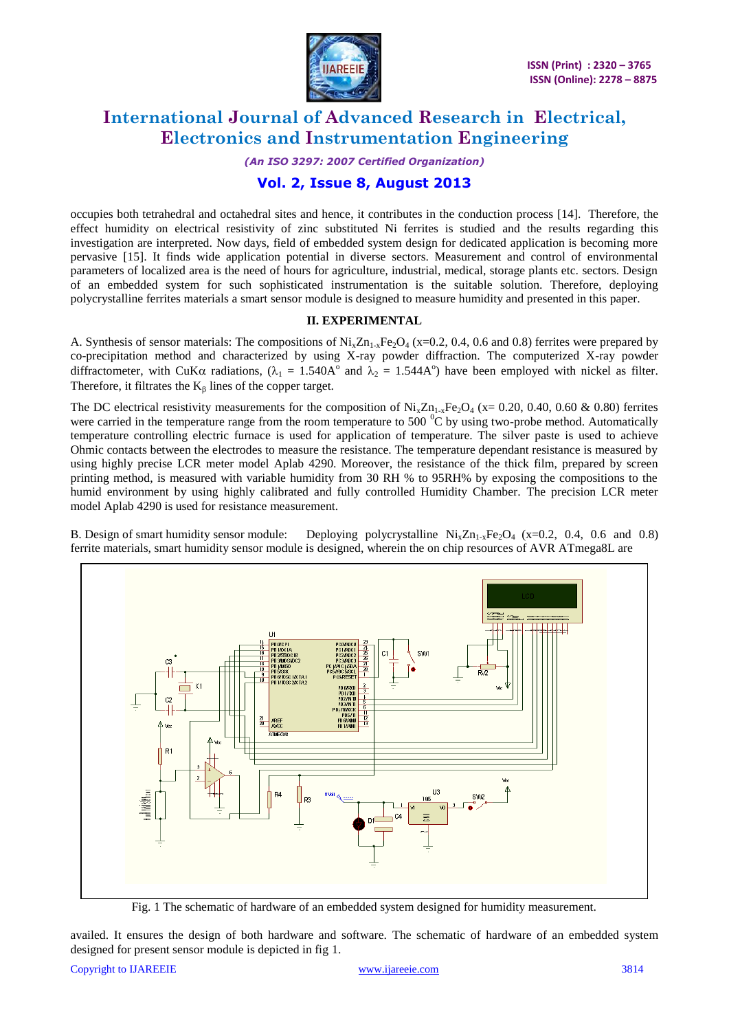occupies both tetrahedral and octahedral sites and hence, it contributes in the conduction process [14]. Therefore, the effect humidity on electrical resistivity of zinc substituted Ni ferrites is studied and the results regarding this investigation are interpreted. Now days, field of embedded system design for dedicated application is becoming more pervasive [15]. It finds wide application potential in diverse sectors. Measurement and control of environmental parameters of localized area is the need of hours for agriculture, industrial, medical, storage plants etc. sectors. Design of an embedded system for such sophisticated instrumentation is the suitable solution. Therefore, deploying polycrystalline ferrites materials a smart sensor module is designed to measure humidity and presented in this paper.

## II. EXPERIMENTAL

A. Synthesis of sensor materials: The compositions of $Ni_xZn_{1-x}Fe_2O_4$ (x=0.2, 0.4, 0.6 and 0.8) ferrites were prepared by co-precipitation method and characterized by using X-ray powder diffraction. The computerized X-ray powder diffractometer, with CuKα radiations, ($\lambda_1$ = 1.540A° and $\lambda_2$ = 1.544A°) have been employed with nickel as filter. Therefore, it filtrates the $K_\beta$ lines of the copper target.

The DC electrical resistivity measurements for the composition of $Ni_xZn_{1-x}Fe_2O_4$ (x= 0.20, 0.40, 0.60 & 0.80) ferrites were carried in the temperature range from the room temperature to 500 $^0$C by using two-probe method. Automatically temperature controlling electric furnace is used for application of temperature. The silver paste is used to achieve Ohmic contacts between the electrodes to measure the resistance. The temperature dependant resistance is measured by using highly precise LCR meter model Aplab 4290. Moreover, the resistance of the thick film, prepared by screen printing method, is measured with variable humidity from 30 RH % to 95RH% by exposing the compositions to the humid environment by using highly calibrated and fully controlled Humidity Chamber. The precision LCR meter model Aplab 4290 is used for resistance measurement.

B. Design of smart humidity sensor module: Deploying polycrystalline $Ni_xZn_{1-x}Fe_2O_4$ (x=0.2, 0.4, 0.6 and 0.8) ferrite materials, smart humidity sensor module is designed, wherein the on chip resources of AVR ATmega8L are

Fig. 1 The schematic of hardware of an embedded system designed for humidity measurement.

availed. It ensures the design of both hardware and software. The schematic of hardware of an embedded system designed for present sensor module is depicted in fig 1.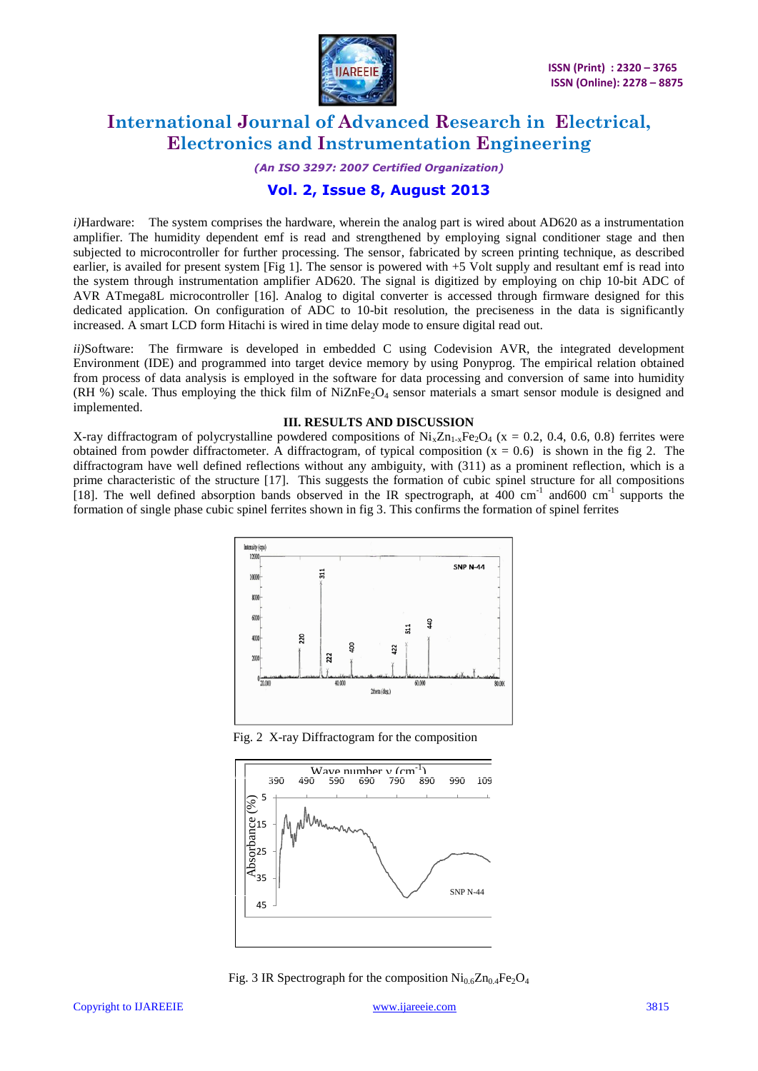*i)*Hardware: The system comprises the hardware, wherein the analog part is wired about AD620 as a instrumentation amplifier. The humidity dependent emf is read and strengthened by employing signal conditioner stage and then subjected to microcontroller for further processing. The sensor, fabricated by screen printing technique, as described earlier, is availed for present system [Fig 1]. The sensor is powered with +5 Volt supply and resultant emf is read into the system through instrumentation amplifier AD620. The signal is digitized by employing on chip 10-bit ADC of AVR ATmega8L microcontroller [16]. Analog to digital converter is accessed through firmware designed for this dedicated application. On configuration of ADC to 10-bit resolution, the preciseness in the data is significantly increased. A smart LCD form Hitachi is wired in time delay mode to ensure digital read out.

*ii)*Software: The firmware is developed in embedded C using Codevision AVR, the integrated development Environment (IDE) and programmed into target device memory by using Ponyprog. The empirical relation obtained from process of data analysis is employed in the software for data processing and conversion of same into humidity (RH %) scale. Thus employing the thick film of $NiZnFe_2O_4$ sensor materials a smart sensor module is designed and implemented.

## III. RESULTS AND DISCUSSION

X-ray diffractogram of polycrystalline powdered compositions of $Ni_xZn_{1-x}Fe_2O_4$ (x = 0.2, 0.4, 0.6, 0.8) ferrites were obtained from powder diffractometer. A diffractogram, of typical composition (x = 0.6) is shown in the fig 2. The diffractogram have well defined reflections without any ambiguity, with (311) as a prominent reflection, which is a prime characteristic of the structure [17]. This suggests the formation of cubic spinel structure for all compositions [18]. The well defined absorption bands observed in the IR spectrograph, at 400 $cm^{-1}$ and600 $cm^{-1}$ supports the formation of single phase cubic spinel ferrites shown in fig 3. This confirms the formation of spinel ferrites

Fig. 2 X-ray Diffractogram for the composition

Fig. 3 IR Spectrograph for the composition $Ni_{0.6}Zn_{0.4}Fe_2O_4$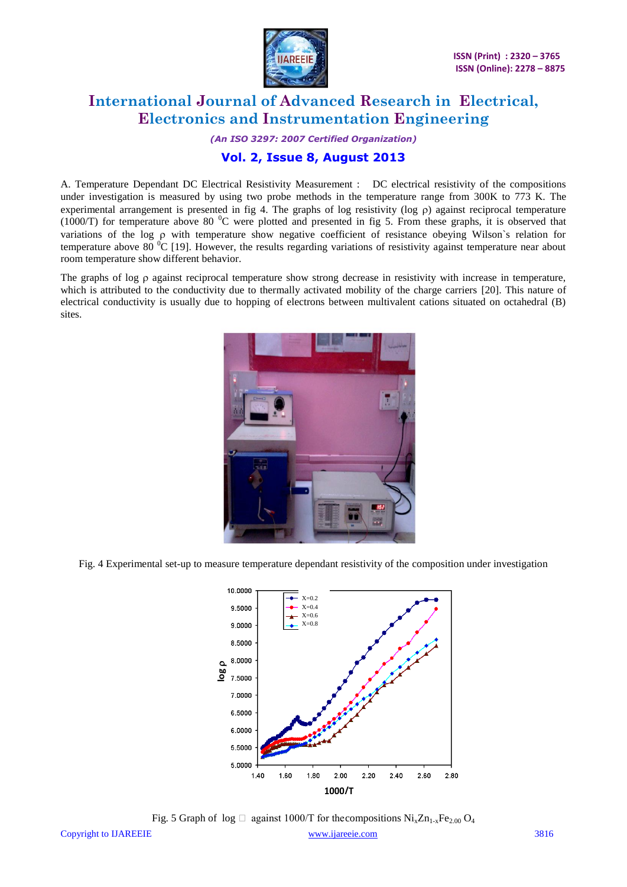A. Temperature Dependant DC Electrical Resistivity Measurement : DC electrical resistivity of the compositions under investigation is measured by using two probe methods in the temperature range from 300K to 773 K. The experimental arrangement is presented in fig 4. The graphs of log resistivity (log ρ) against reciprocal temperature (1000/T) for temperature above 80 $^0$C were plotted and presented in fig 5. From these graphs, it is observed that variations of the log ρ with temperature show negative coefficient of resistance obeying Wilson`s relation for temperature above 80 $^0$C [19]. However, the results regarding variations of resistivity against temperature near about room temperature show different behavior.

The graphs of log ρ against reciprocal temperature show strong decrease in resistivity with increase in temperature, which is attributed to the conductivity due to thermally activated mobility of the charge carriers [20]. This nature of electrical conductivity is usually due to hopping of electrons between multivalent cations situated on octahedral (B) sites.

Fig. 4 Experimental set-up to measure temperature dependant resistivity of the composition under investigation

Fig. 5 Graph of log ρ against 1000/T for thecompositions $Ni_xZn_{1-x}Fe_{2.00}O_4$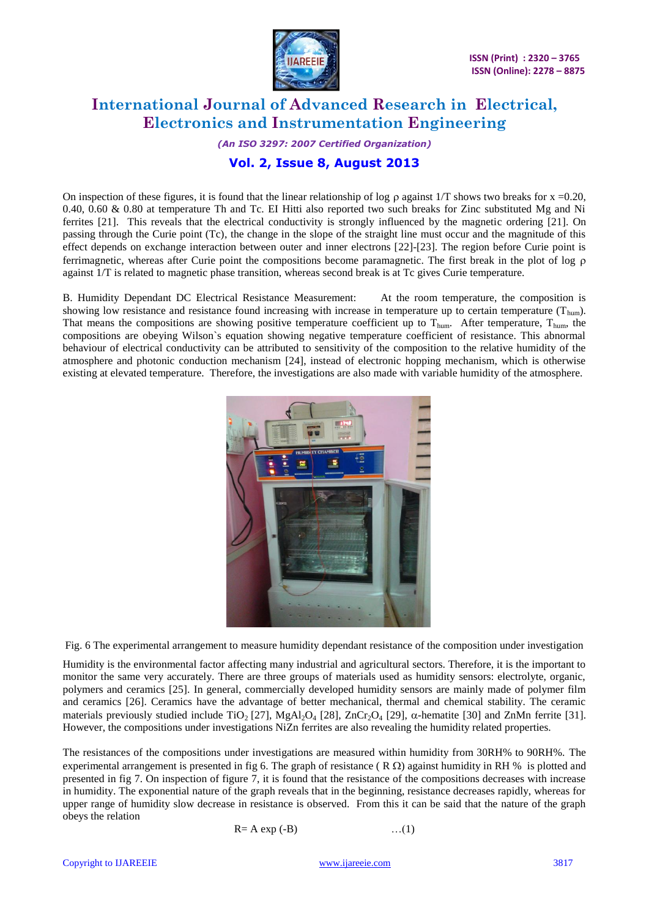On inspection of these figures, it is found that the linear relationship of log ρ against 1/T shows two breaks for x =0.20, 0.40, 0.60 & 0.80 at temperature Th and Tc. EI Hitti also reported two such breaks for Zinc substituted Mg and Ni ferrites [21]. This reveals that the electrical conductivity is strongly influenced by the magnetic ordering [21]. On passing through the Curie point (Tc), the change in the slope of the straight line must occur and the magnitude of this effect depends on exchange interaction between outer and inner electrons [22]-[23]. The region before Curie point is ferrimagnetic, whereas after Curie point the compositions become paramagnetic. The first break in the plot of log ρ against 1/T is related to magnetic phase transition, whereas second break is at Tc gives Curie temperature.

B. Humidity Dependant DC Electrical Resistance Measurement: At the room temperature, the composition is showing low resistance and resistance found increasing with increase in temperature up to certain temperature ($T_{hum}$). That means the compositions are showing positive temperature coefficient up to $T_{hum}$. After temperature, $T_{hum}$, the compositions are obeying Wilson`s equation showing negative temperature coefficient of resistance. This abnormal behaviour of electrical conductivity can be attributed to sensitivity of the composition to the relative humidity of the atmosphere and photonic conduction mechanism [24], instead of electronic hopping mechanism, which is otherwise existing at elevated temperature. Therefore, the investigations are also made with variable humidity of the atmosphere.

Fig. 6 The experimental arrangement to measure humidity dependant resistance of the composition under investigation

Humidity is the environmental factor affecting many industrial and agricultural sectors. Therefore, it is the important to monitor the same very accurately. There are three groups of materials used as humidity sensors: electrolyte, organic, polymers and ceramics [25]. In general, commercially developed humidity sensors are mainly made of polymer film and ceramics [26]. Ceramics have the advantage of better mechanical, thermal and chemical stability. The ceramic materials previously studied include $TiO_2$ [27], $MgAl_2O_4$ [28], $ZnCr_2O_4$ [29], α-hematite [30] and ZnMn ferrite [31]. However, the compositions under investigations NiZn ferrites are also revealing the humidity related properties.

The resistances of the compositions under investigations are measured within humidity from 30RH% to 90RH%. The experimental arrangement is presented in fig 6. The graph of resistance ( R Ω) against humidity in RH % is plotted and presented in fig 7. On inspection of figure 7, it is found that the resistance of the compositions decreases with increase in humidity. The exponential nature of the graph reveals that in the beginning, resistance decreases rapidly, whereas for upper range of humidity slow decrease in resistance is observed. From this it can be said that the nature of the graph obeys the relation

$$R = A \exp(-B) \qquad \ldots(1)$$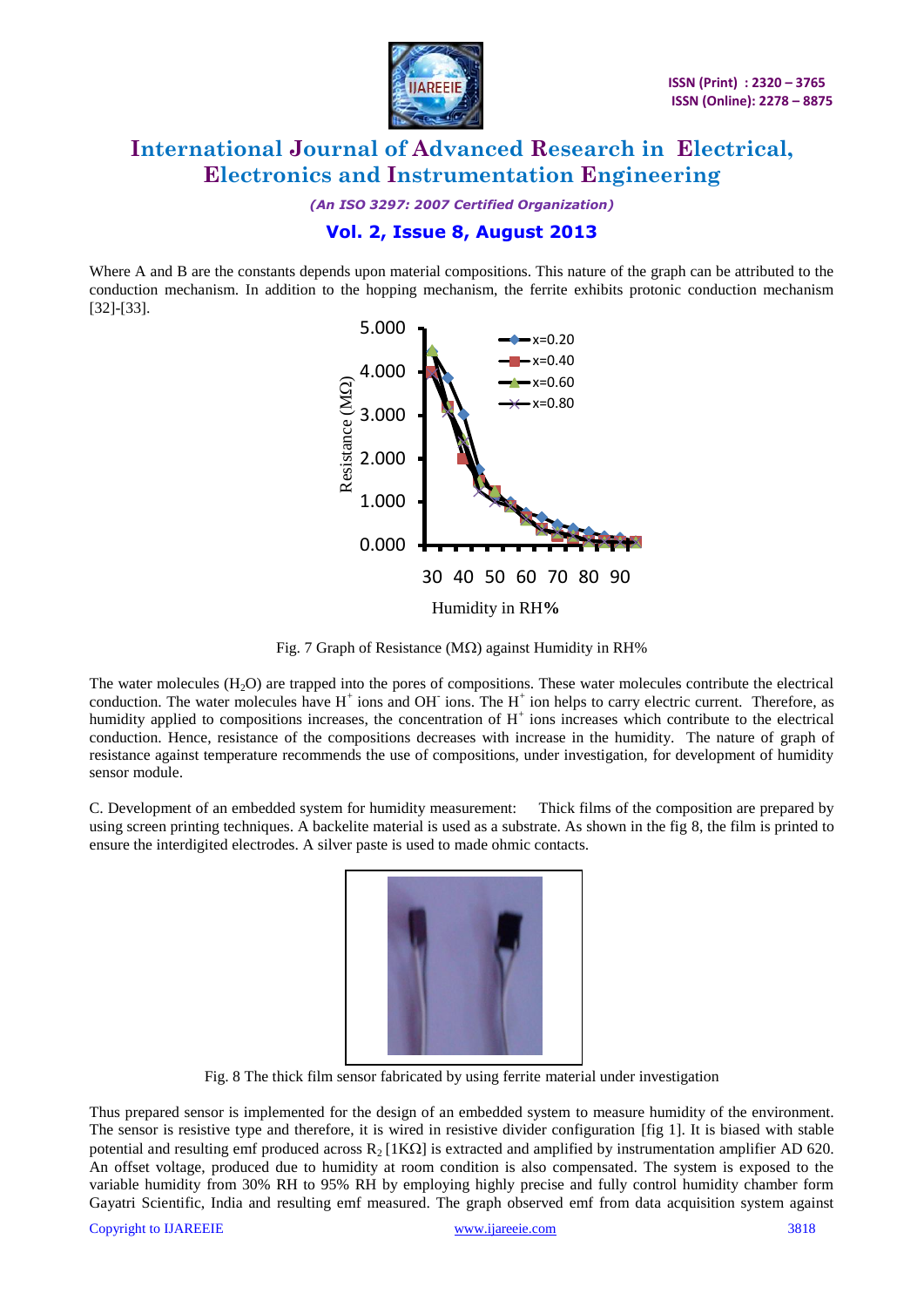Where A and B are the constants depends upon material compositions. This nature of the graph can be attributed to the conduction mechanism. In addition to the hopping mechanism, the ferrite exhibits protonic conduction mechanism [32]-[33].

Fig. 7 Graph of Resistance (MΩ) against Humidity in RH%

The water molecules ($H_2O$) are trapped into the pores of compositions. These water molecules contribute the electrical conduction. The water molecules have $H^+$ ions and $OH^-$ ions. The $H^+$ ion helps to carry electric current. Therefore, as humidity applied to compositions increases, the concentration of $H^+$ ions increases which contribute to the electrical conduction. Hence, resistance of the compositions decreases with increase in the humidity. The nature of graph of resistance against temperature recommends the use of compositions, under investigation, for development of humidity sensor module.

C. Development of an embedded system for humidity measurement: Thick films of the composition are prepared by using screen printing techniques. A backelite material is used as a substrate. As shown in the fig 8, the film is printed to ensure the interdigited electrodes. A silver paste is used to made ohmic contacts.

Fig. 8 The thick film sensor fabricated by using ferrite material under investigation

Thus prepared sensor is implemented for the design of an embedded system to measure humidity of the environment. The sensor is resistive type and therefore, it is wired in resistive divider configuration [fig 1]. It is biased with stable potential and resulting emf produced across $R_2$ [1KΩ] is extracted and amplified by instrumentation amplifier AD 620. An offset voltage, produced due to humidity at room condition is also compensated. The system is exposed to the variable humidity from 30% RH to 95% RH by employing highly precise and fully control humidity chamber form Gayatri Scientific, India and resulting emf measured. The graph observed emf from data acquisition system against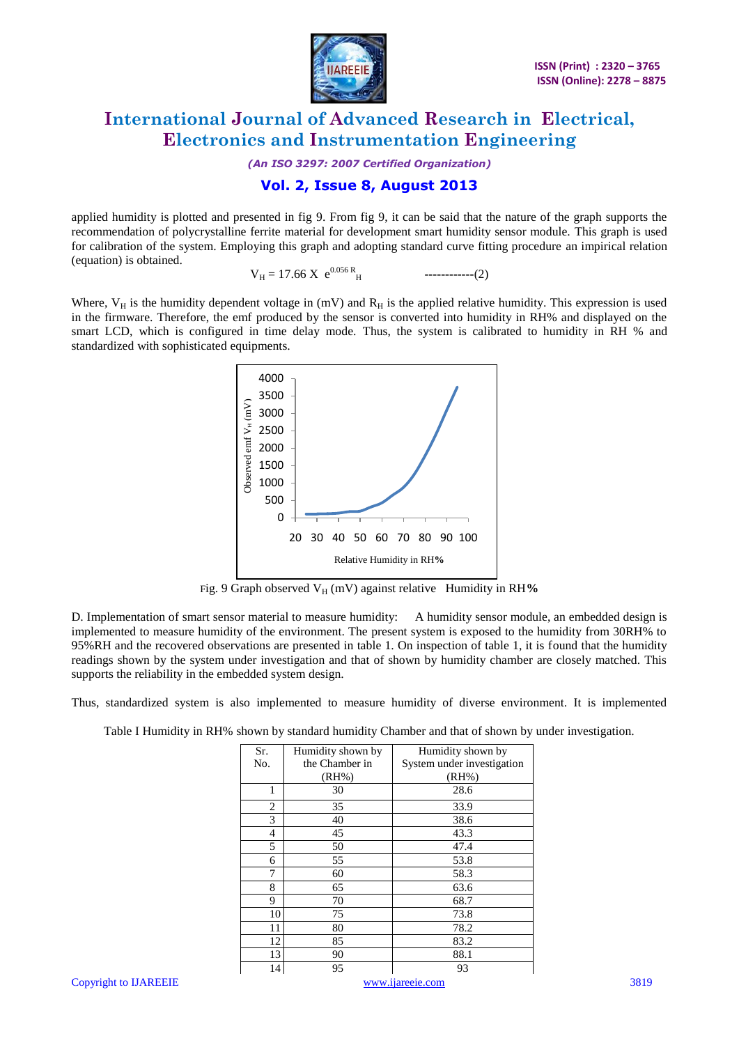applied humidity is plotted and presented in fig 9. From fig 9, it can be said that the nature of the graph supports the recommendation of polycrystalline ferrite material for development smart humidity sensor module. This graph is used for calibration of the system. Employing this graph and adopting standard curve fitting procedure an impirical relation (equation) is obtained.

$$V_H = 17.66 \text{ X } e^{0.056 R_H} \quad \text{------------(2)}$$

Where, $V_H$ is the humidity dependent voltage in (mV) and $R_H$ is the applied relative humidity. This expression is used in the firmware. Therefore, the emf produced by the sensor is converted into humidity in RH% and displayed on the smart LCD, which is configured in time delay mode. Thus, the system is calibrated to humidity in RH % and standardized with sophisticated equipments.

Fig. 9 Graph observed $V_H$ (mV) against relative Humidity in RH%

D. Implementation of smart sensor material to measure humidity: A humidity sensor module, an embedded design is implemented to measure humidity of the environment. The present system is exposed to the humidity from 30RH% to 95%RH and the recovered observations are presented in table 1. On inspection of table 1, it is found that the humidity readings shown by the system under investigation and that of shown by humidity chamber are closely matched. This supports the reliability in the embedded system design.

Thus, standardized system is also implemented to measure humidity of diverse environment. It is implemented

Table I Humidity in RH% shown by standard humidity Chamber and that of shown by under investigation.

| Sr. No. | Humidity shown by the Chamber in (RH%) | Humidity shown by System under investigation (RH%) |
|---|---|---|
| 1 | 30 | 28.6 |
| 2 | 35 | 33.9 |
| 3 | 40 | 38.6 |
| 4 | 45 | 43.3 |
| 5 | 50 | 47.4 |
| 6 | 55 | 53.8 |
| 7 | 60 | 58.3 |
| 8 | 65 | 63.6 |
| 9 | 70 | 68.7 |
| 10 | 75 | 73.8 |
| 11 | 80 | 78.2 |
| 12 | 85 | 83.2 |
| 13 | 90 | 88.1 |
| 14 | 95 | 93 |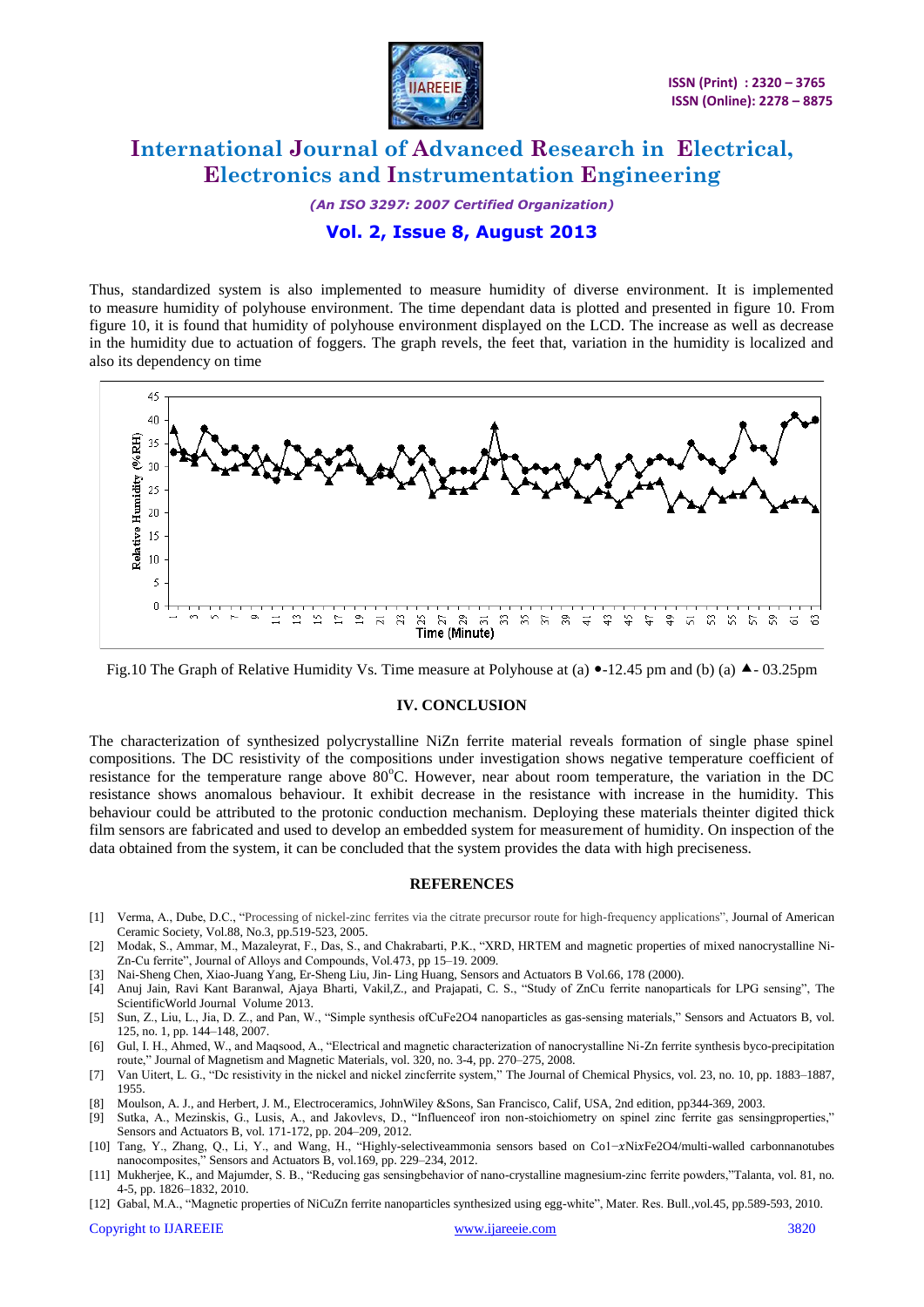Thus, standardized system is also implemented to measure humidity of diverse environment. It is implemented to measure humidity of polyhouse environment. The time dependant data is plotted and presented in figure 10. From figure 10, it is found that humidity of polyhouse environment displayed on the LCD. The increase as well as decrease in the humidity due to actuation of foggers. The graph revels, the feet that, variation in the humidity is localized and also its dependency on time

Fig.10 The Graph of Relative Humidity Vs. Time measure at Polyhouse at (a) ●-12.45 pm and (b) (a) ▲- 03.25pm

## IV. CONCLUSION

The characterization of synthesized polycrystalline NiZn ferrite material reveals formation of single phase spinel compositions. The DC resistivity of the compositions under investigation shows negative temperature coefficient of resistance for the temperature range above 80°C. However, near about room temperature, the variation in the DC resistance shows anomalous behaviour. It exhibit decrease in the resistance with increase in the humidity. This behaviour could be attributed to the protonic conduction mechanism. Deploying these materials theinter digited thick film sensors are fabricated and used to develop an embedded system for measurement of humidity. On inspection of the data obtained from the system, it can be concluded that the system provides the data with high preciseness.

## REFERENCES

[1] Verma, A., Dube, D.C., "Processing of nickel-zinc ferrites via the citrate precursor route for high-frequency applications", Journal of American Ceramic Society, Vol.88, No.3, pp.519-523, 2005.

[2] Modak, S., Ammar, M., Mazaleyrat, F., Das, S., and Chakrabarti, P.K., "XRD, HRTEM and magnetic properties of mixed nanocrystalline Ni-Zn-Cu ferrite", Journal of Alloys and Compounds, Vol.473, pp 15–19. 2009.

[3] Nai-Sheng Chen, Xiao-Juang Yang, Er-Sheng Liu, Jin- Ling Huang, Sensors and Actuators B Vol.66, 178 (2000).

[4] Anuj Jain, Ravi Kant Baranwal, Ajaya Bharti, Vakil,Z., and Prajapati, C. S., "Study of ZnCu ferrite nanoparticals for LPG sensing", The ScientificWorld Journal Volume 2013.

[5] Sun, Z., Liu, L., Jia, D. Z., and Pan, W., "Simple synthesis ofCuFe2O4 nanoparticles as gas-sensing materials," Sensors and Actuators B, vol. 125, no. 1, pp. 144–148, 2007.

[6] Gul, I. H., Ahmed, W., and Maqsood, A., "Electrical and magnetic characterization of nanocrystalline Ni-Zn ferrite synthesis byco-precipitation route," Journal of Magnetism and Magnetic Materials, vol. 320, no. 3-4, pp. 270–275, 2008.

[7] Van Uitert, L. G., "Dc resistivity in the nickel and nickel zincferrite system," The Journal of Chemical Physics, vol. 23, no. 10, pp. 1883–1887, 1955.

[8] Moulson, A. J., and Herbert, J. M., Electroceramics, JohnWiley &Sons, San Francisco, Calif, USA, 2nd edition, pp344-369, 2003.

[9] Sutka, A., Mezinskis, G., Lusis, A., and Jakovlevs, D., "Influenceof iron non-stoichiometry on spinel zinc ferrite gas sensingproperties," Sensors and Actuators B, vol. 171-172, pp. 204–209, 2012.

[10] Tang, Y., Zhang, Q., Li, Y., and Wang, H., "Highly-selectiveammonia sensors based on Co1−*x*Ni*x*Fe2O4/multi-walled carbonnanotubes nanocomposites," Sensors and Actuators B, vol.169, pp. 229–234, 2012.

[11] Mukherjee, K., and Majumder, S. B., "Reducing gas sensingbehavior of nano-crystalline magnesium-zinc ferrite powders,"Talanta, vol. 81, no. 4-5, pp. 1826–1832, 2010.

[12] Gabal, M.A., "Magnetic properties of NiCuZn ferrite nanoparticles synthesized using egg-white", Mater. Res. Bull.,vol.45, pp.589-593, 2010.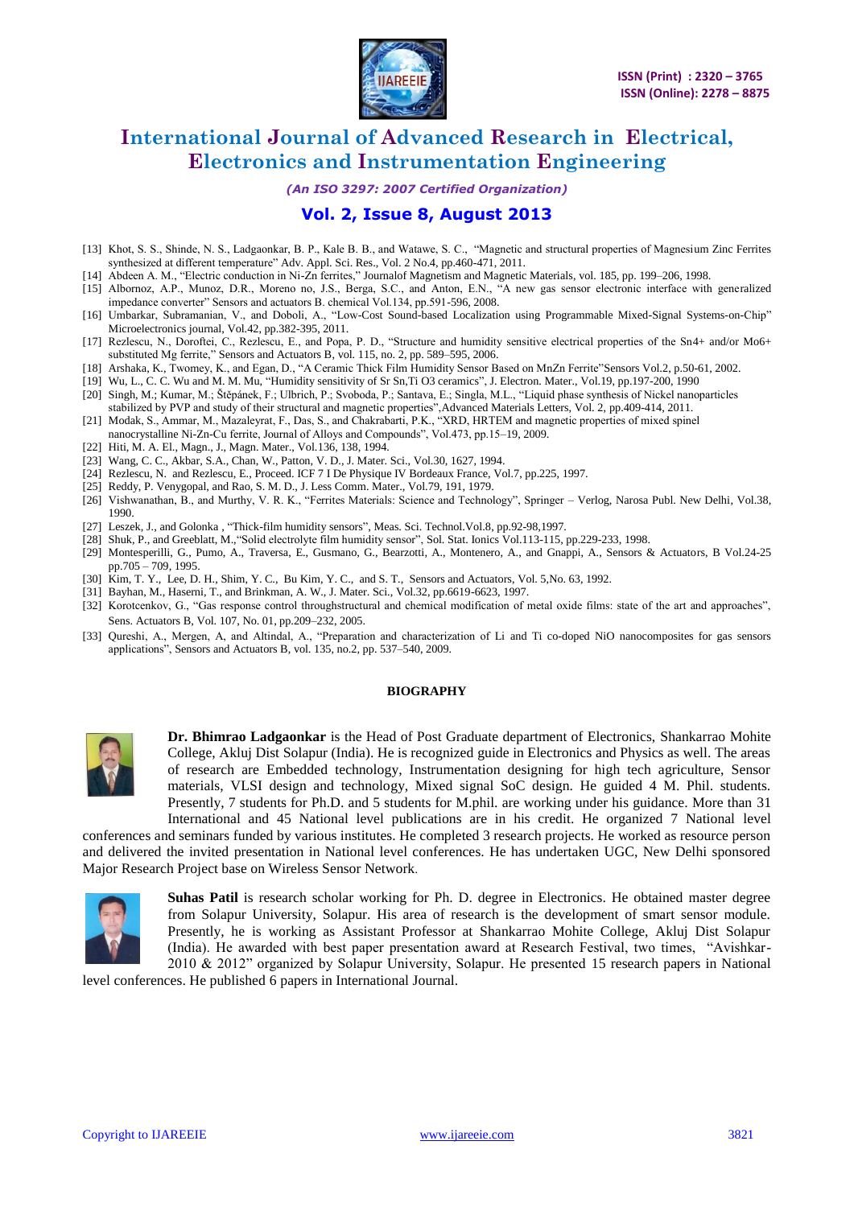[13] Khot, S. S., Shinde, N. S., Ladgaonkar, B. P., Kale B. B., and Watawe, S. C., "Magnetic and structural properties of Magnesium Zinc Ferrites synthesized at different temperature" Adv. Appl. Sci. Res., Vol. 2 No.4, pp.460-471, 2011.

[14] Abdeen A. M., "Electric conduction in Ni-Zn ferrites," Journalof Magnetism and Magnetic Materials, vol. 185, pp. 199–206, 1998.

[15] Albornoz, A.P., Munoz, D.R., Moreno no, J.S., Berga, S.C., and Anton, E.N., "A new gas sensor electronic interface with generalized impedance converter" Sensors and actuators B. chemical Vol.134, pp.591-596, 2008.

[16] Umbarkar, Subramanian, V., and Doboli, A., "Low-Cost Sound-based Localization using Programmable Mixed-Signal Systems-on-Chip" Microelectronics journal, Vol.42, pp.382-395, 2011.

[17] Rezlescu, N., Doroftei, C., Rezlescu, E., and Popa, P. D., "Structure and humidity sensitive electrical properties of the Sn4+ and/or Mo6+ substituted Mg ferrite," Sensors and Actuators B, vol. 115, no. 2, pp. 589–595, 2006.

[18] Arshaka, K., Twomey, K., and Egan, D., "A Ceramic Thick Film Humidity Sensor Based on MnZn Ferrite"Sensors Vol.2, p.50-61, 2002.

[19] Wu, L., C. C. Wu and M. M. Mu, "Humidity sensitivity of Sr Sn,Ti O3 ceramics", J. Electron. Mater., Vol.19, pp.197-200, 1990

[20] Singh, M.; Kumar, M.; Štěpánek, F.; Ulbrich, P.; Svoboda, P.; Santava, E.; Singla, M.L., "Liquid phase synthesis of Nickel nanoparticles stabilized by PVP and study of their structural and magnetic properties",Advanced Materials Letters, Vol. 2, pp.409-414, 2011.

[21] Modak, S., Ammar, M., Mazaleyrat, F., Das, S., and Chakrabarti, P.K., "XRD, HRTEM and magnetic properties of mixed spinel nanocrystalline Ni-Zn-Cu ferrite, Journal of Alloys and Compounds", Vol.473, pp.15–19, 2009.

[22] Hiti, M. A. El., Magn., J., Magn. Mater., Vol.136, 138, 1994.

[23] Wang, C. C., Akbar, S.A., Chan, W., Patton, V. D., J. Mater. Sci., Vol.30, 1627, 1994.

[24] Rezlescu, N. and Rezlescu, E., Proceed. ICF 7 I De Physique IV Bordeaux France, Vol.7, pp.225, 1997.

[25] Reddy, P. Venygopal, and Rao, S. M. D., J. Less Comm. Mater., Vol.79, 191, 1979.

[26] Vishwanathan, B., and Murthy, V. R. K., "Ferrites Materials: Science and Technology", Springer – Verlog, Narosa Publ. New Delhi, Vol.38, 1990.

[27] Leszek, J., and Golonka , "Thick-film humidity sensors", Meas. Sci. Technol.Vol.8, pp.92-98,1997.

[28] Shuk, P., and Greeblatt, M.,"Solid electrolyte film humidity sensor", Sol. Stat. Ionics Vol.113-115, pp.229-233, 1998.

[29] Montesperilli, G., Pumo, A., Traversa, E., Gusmano, G., Bearzotti, A., Montenero, A., and Gnappi, A., Sensors & Actuators, B Vol.24-25 pp.705 – 709, 1995.

[30] Kim, T. Y., Lee, D. H., Shim, Y. C., Bu Kim, Y. C., and S. T., Sensors and Actuators, Vol. 5,No. 63, 1992.

[31] Bayhan, M., Hasemi, T., and Brinkman, A. W., J. Mater. Sci., Vol.32, pp.6619-6623, 1997.

[32] Korotcenkov, G., "Gas response control throughstructural and chemical modification of metal oxide films: state of the art and approaches", Sens. Actuators B, Vol. 107, No. 01, pp.209–232, 2005.

[33] Qureshi, A., Mergen, A, and Altindal, A., "Preparation and characterization of Li and Ti co-doped NiO nanocomposites for gas sensors applications", Sensors and Actuators B, vol. 135, no.2, pp. 537–540, 2009.

## BIOGRAPHY

**Dr. Bhimrao Ladgaonkar** is the Head of Post Graduate department of Electronics, Shankarrao Mohite College, Akluj Dist Solapur (India). He is recognized guide in Electronics and Physics as well. The areas of research are Embedded technology, Instrumentation designing for high tech agriculture, Sensor materials, VLSI design and technology, Mixed signal SoC design. He guided 4 M. Phil. students. Presently, 7 students for Ph.D. and 5 students for M.phil. are working under his guidance. More than 31 International and 45 National level publications are in his credit. He organized 7 National level conferences and seminars funded by various institutes. He completed 3 research projects. He worked as resource person and delivered the invited presentation in National level conferences. He has undertaken UGC, New Delhi sponsored Major Research Project base on Wireless Sensor Network.

**Suhas Patil** is research scholar working for Ph. D. degree in Electronics. He obtained master degree from Solapur University, Solapur. His area of research is the development of smart sensor module. Presently, he is working as Assistant Professor at Shankarrao Mohite College, Akluj Dist Solapur (India). He awarded with best paper presentation award at Research Festival, two times, "Avishkar-2010 & 2012" organized by Solapur University, Solapur. He presented 15 research papers in National level conferences. He published 6 papers in International Journal.